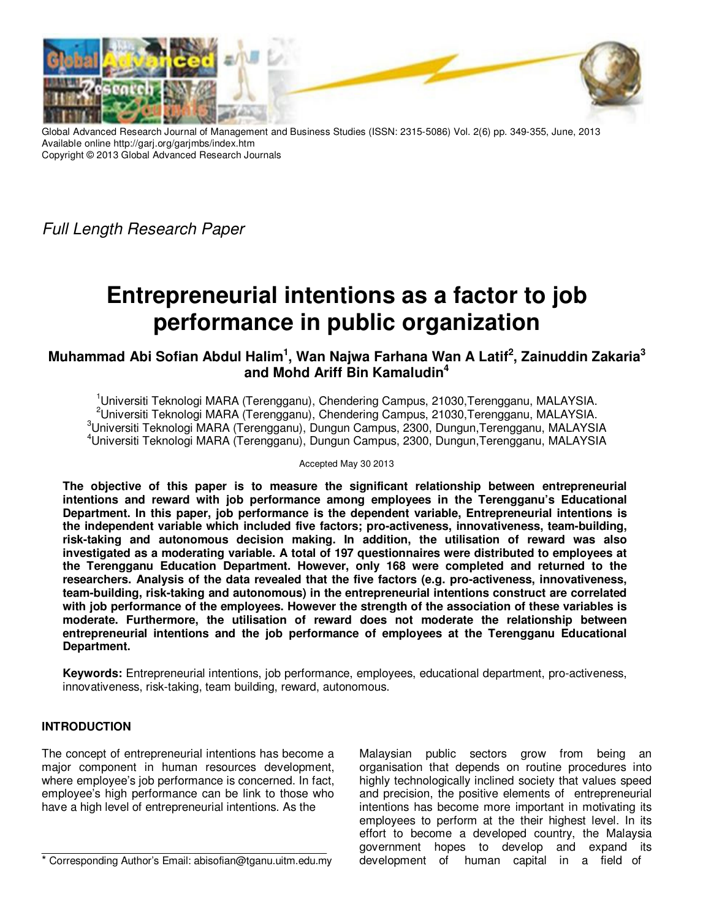Global Advanced Research Journal of Management and Business Studies (ISSN: 2315-5086) Vol. 2(6) pp. 349-355, June, 2013
Available online http://garj.org/garjmbs/index.htm
Copyright © 2013 Global Advanced Research Journals

*Full Length Research Paper*

# Entrepreneurial intentions as a factor to job performance in public organization

**Muhammad Abi Sofian Abdul Halim[1], Wan Najwa Farhana Wan A Latif[2], Zainuddin Zakaria[3] and Mohd Ariff Bin Kamaludin[4]**

[1]Universiti Teknologi MARA (Terengganu), Chendering Campus, 21030,Terengganu, MALAYSIA.
[2]Universiti Teknologi MARA (Terengganu), Chendering Campus, 21030,Terengganu, MALAYSIA.
[3]Universiti Teknologi MARA (Terengganu), Dungun Campus, 2300, Dungun,Terengganu, MALAYSIA
[4]Universiti Teknologi MARA (Terengganu), Dungun Campus, 2300, Dungun,Terengganu, MALAYSIA

Accepted May 30 2013

**The objective of this paper is to measure the significant relationship between entrepreneurial intentions and reward with job performance among employees in the Terengganu's Educational Department. In this paper, job performance is the dependent variable, Entrepreneurial intentions is the independent variable which included five factors; pro-activeness, innovativeness, team-building, risk-taking and autonomous decision making. In addition, the utilisation of reward was also investigated as a moderating variable. A total of 197 questionnaires were distributed to employees at the Terengganu Education Department. However, only 168 were completed and returned to the researchers. Analysis of the data revealed that the five factors (e.g. pro-activeness, innovativeness, team-building, risk-taking and autonomous) in the entrepreneurial intentions construct are correlated with job performance of the employees. However the strength of the association of these variables is moderate. Furthermore, the utilisation of reward does not moderate the relationship between entrepreneurial intentions and the job performance of employees at the Terengganu Educational Department.**

**Keywords:** Entrepreneurial intentions, job performance, employees, educational department, pro-activeness, innovativeness, risk-taking, team building, reward, autonomous.

## INTRODUCTION

The concept of entrepreneurial intentions has become a major component in human resources development, where employee's job performance is concerned. In fact, employee's high performance can be link to those who have a high level of entrepreneurial intentions. As the Malaysian public sectors grow from being an organisation that depends on routine procedures into highly technologically inclined society that values speed and precision, the positive elements of entrepreneurial intentions has become more important in motivating its employees to perform at the their highest level. In its effort to become a developed country, the Malaysia government hopes to develop and expand its development of human capital in a field of

\* Corresponding Author's Email: abisofian@tganu.uitm.edu.my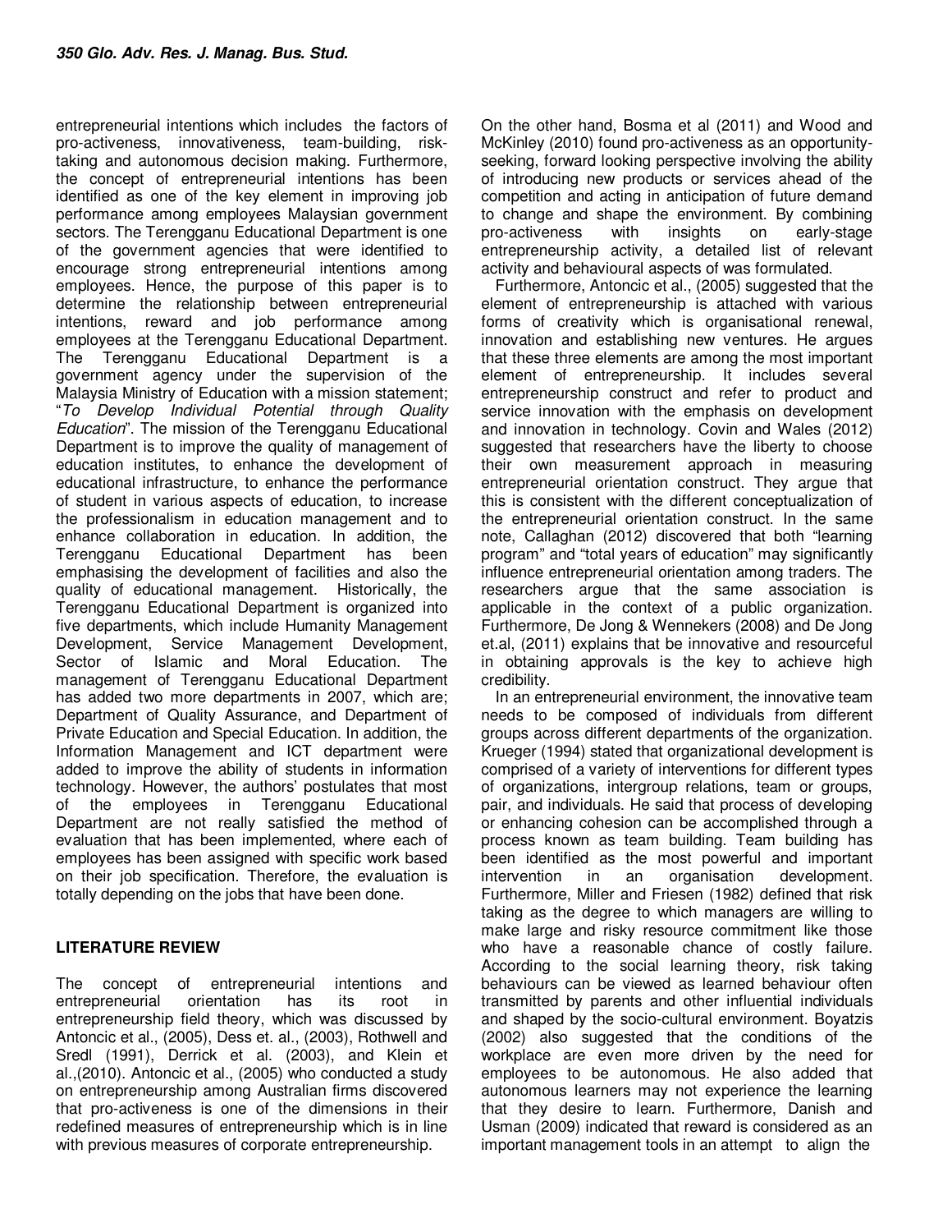entrepreneurial intentions which includes the factors of pro-activeness, innovativeness, team-building, risk-taking and autonomous decision making. Furthermore, the concept of entrepreneurial intentions has been identified as one of the key element in improving job performance among employees Malaysian government sectors. The Terengganu Educational Department is one of the government agencies that were identified to encourage strong entrepreneurial intentions among employees. Hence, the purpose of this paper is to determine the relationship between entrepreneurial intentions, reward and job performance among employees at the Terengganu Educational Department. The Terengganu Educational Department is a government agency under the supervision of the Malaysia Ministry of Education with a mission statement; "*To Develop Individual Potential through Quality Education*". The mission of the Terengganu Educational Department is to improve the quality of management of education institutes, to enhance the development of educational infrastructure, to enhance the performance of student in various aspects of education, to increase the professionalism in education management and to enhance collaboration in education. In addition, the Terengganu Educational Department has been emphasising the development of facilities and also the quality of educational management. Historically, the Terengganu Educational Department is organized into five departments, which include Humanity Management Development, Service Management Development, Sector of Islamic and Moral Education. The management of Terengganu Educational Department has added two more departments in 2007, which are; Department of Quality Assurance, and Department of Private Education and Special Education. In addition, the Information Management and ICT department were added to improve the ability of students in information technology. However, the authors' postulates that most of the employees in Terengganu Educational Department are not really satisfied the method of evaluation that has been implemented, where each of employees has been assigned with specific work based on their job specification. Therefore, the evaluation is totally depending on the jobs that have been done.

## LITERATURE REVIEW

The concept of entrepreneurial intentions and entrepreneurial orientation has its root in entrepreneurship field theory, which was discussed by Antoncic et al., (2005), Dess et. al., (2003), Rothwell and Sredl (1991), Derrick et al. (2003), and Klein et al.,(2010). Antoncic et al., (2005) who conducted a study on entrepreneurship among Australian firms discovered that pro-activeness is one of the dimensions in their redefined measures of entrepreneurship which is in line with previous measures of corporate entrepreneurship.

On the other hand, Bosma et al (2011) and Wood and McKinley (2010) found pro-activeness as an opportunity-seeking, forward looking perspective involving the ability of introducing new products or services ahead of the competition and acting in anticipation of future demand to change and shape the environment. By combining pro-activeness with insights on early-stage entrepreneurship activity, a detailed list of relevant activity and behavioural aspects of was formulated.

Furthermore, Antoncic et al., (2005) suggested that the element of entrepreneurship is attached with various forms of creativity which is organisational renewal, innovation and establishing new ventures. He argues that these three elements are among the most important element of entrepreneurship. It includes several entrepreneurship construct and refer to product and service innovation with the emphasis on development and innovation in technology. Covin and Wales (2012) suggested that researchers have the liberty to choose their own measurement approach in measuring entrepreneurial orientation construct. They argue that this is consistent with the different conceptualization of the entrepreneurial orientation construct. In the same note, Callaghan (2012) discovered that both "learning program" and "total years of education" may significantly influence entrepreneurial orientation among traders. The researchers argue that the same association is applicable in the context of a public organization. Furthermore, De Jong & Wennekers (2008) and De Jong et.al, (2011) explains that be innovative and resourceful in obtaining approvals is the key to achieve high credibility.

In an entrepreneurial environment, the innovative team needs to be composed of individuals from different groups across different departments of the organization. Krueger (1994) stated that organizational development is comprised of a variety of interventions for different types of organizations, intergroup relations, team or groups, pair, and individuals. He said that process of developing or enhancing cohesion can be accomplished through a process known as team building. Team building has been identified as the most powerful and important intervention in an organisation development. Furthermore, Miller and Friesen (1982) defined that risk taking as the degree to which managers are willing to make large and risky resource commitment like those who have a reasonable chance of costly failure. According to the social learning theory, risk taking behaviours can be viewed as learned behaviour often transmitted by parents and other influential individuals and shaped by the socio-cultural environment. Boyatzis (2002) also suggested that the conditions of the workplace are even more driven by the need for employees to be autonomous. He also added that autonomous learners may not experience the learning that they desire to learn. Furthermore, Danish and Usman (2009) indicated that reward is considered as an important management tools in an attempt to align the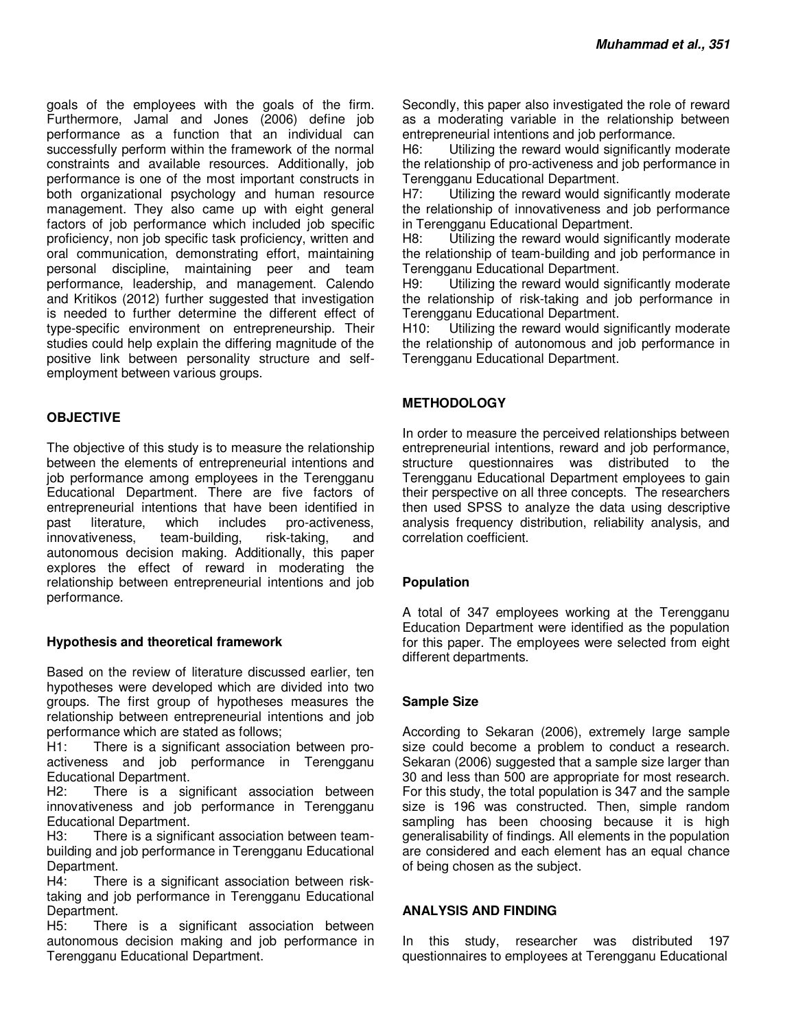goals of the employees with the goals of the firm. Furthermore, Jamal and Jones (2006) define job performance as a function that an individual can successfully perform within the framework of the normal constraints and available resources. Additionally, job performance is one of the most important constructs in both organizational psychology and human resource management. They also came up with eight general factors of job performance which included job specific proficiency, non job specific task proficiency, written and oral communication, demonstrating effort, maintaining personal discipline, maintaining peer and team performance, leadership, and management. Calendo and Kritikos (2012) further suggested that investigation is needed to further determine the different effect of type-specific environment on entrepreneurship. Their studies could help explain the differing magnitude of the positive link between personality structure and self-employment between various groups.

## OBJECTIVE

The objective of this study is to measure the relationship between the elements of entrepreneurial intentions and job performance among employees in the Terengganu Educational Department. There are five factors of entrepreneurial intentions that have been identified in past literature, which includes pro-activeness, innovativeness, team-building, risk-taking, and autonomous decision making. Additionally, this paper explores the effect of reward in moderating the relationship between entrepreneurial intentions and job performance.

### Hypothesis and theoretical framework

Based on the review of literature discussed earlier, ten hypotheses were developed which are divided into two groups. The first group of hypotheses measures the relationship between entrepreneurial intentions and job performance which are stated as follows;

H1: There is a significant association between pro-activeness and job performance in Terengganu Educational Department.
H2: There is a significant association between innovativeness and job performance in Terengganu Educational Department.
H3: There is a significant association between team-building and job performance in Terengganu Educational Department.
H4: There is a significant association between risk-taking and job performance in Terengganu Educational Department.
H5: There is a significant association between autonomous decision making and job performance in Terengganu Educational Department.

Secondly, this paper also investigated the role of reward as a moderating variable in the relationship between entrepreneurial intentions and job performance.

H6: Utilizing the reward would significantly moderate the relationship of pro-activeness and job performance in Terengganu Educational Department.
H7: Utilizing the reward would significantly moderate the relationship of innovativeness and job performance in Terengganu Educational Department.
H8: Utilizing the reward would significantly moderate the relationship of team-building and job performance in Terengganu Educational Department.
H9: Utilizing the reward would significantly moderate the relationship of risk-taking and job performance in Terengganu Educational Department.
H10: Utilizing the reward would significantly moderate the relationship of autonomous and job performance in Terengganu Educational Department.

## METHODOLOGY

In order to measure the perceived relationships between entrepreneurial intentions, reward and job performance, structure questionnaires was distributed to the Terengganu Educational Department employees to gain their perspective on all three concepts. The researchers then used SPSS to analyze the data using descriptive analysis frequency distribution, reliability analysis, and correlation coefficient.

### Population

A total of 347 employees working at the Terengganu Education Department were identified as the population for this paper. The employees were selected from eight different departments.

### Sample Size

According to Sekaran (2006), extremely large sample size could become a problem to conduct a research. Sekaran (2006) suggested that a sample size larger than 30 and less than 500 are appropriate for most research. For this study, the total population is 347 and the sample size is 196 was constructed. Then, simple random sampling has been choosing because it is high generalisability of findings. All elements in the population are considered and each element has an equal chance of being chosen as the subject.

## ANALYSIS AND FINDING

In this study, researcher was distributed 197 questionnaires to employees at Terengganu Educational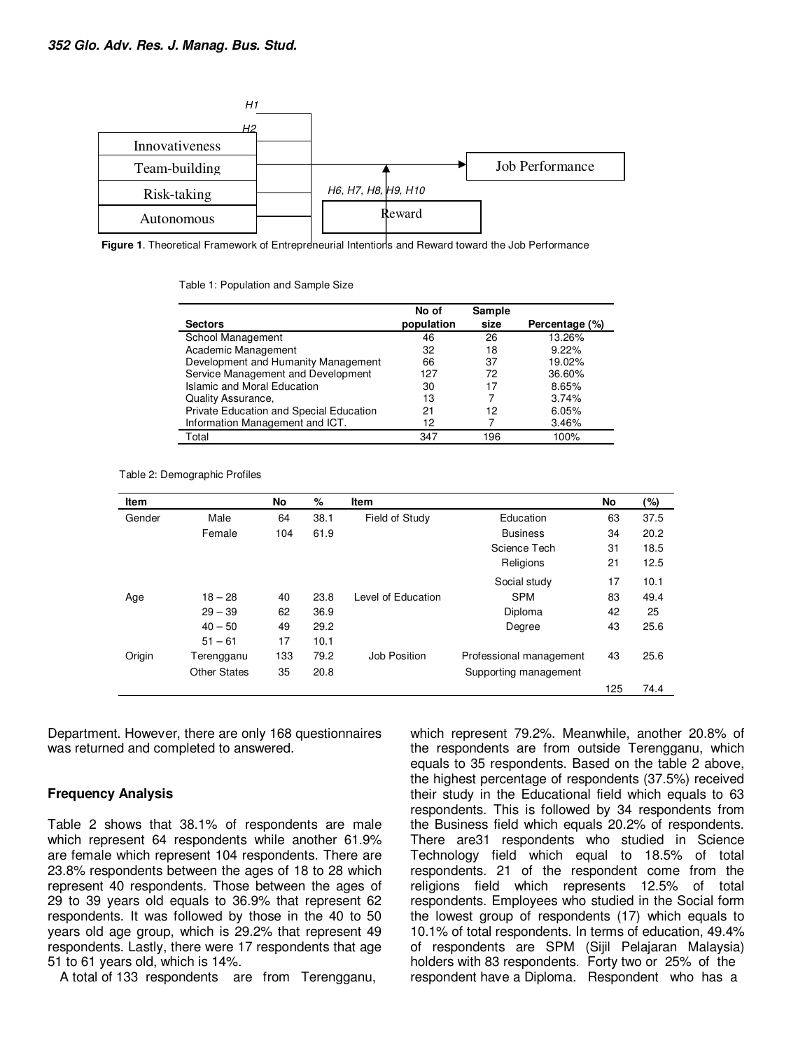H1

H2

Innovativeness

Team-building

Risk-taking

Autonomous

Job Performance

H6, H7, H8, H9, H10

Reward

**Figure 1**. Theoretical Framework of Entrepreneurial Intentions and Reward toward the Job Performance

Table 1: Population and Sample Size

| Sectors | No of population | Sample size | Percentage (%) |
|---|---|---|---|
| School Management | 46 | 26 | 13.26% |
| Academic Management | 32 | 18 | 9.22% |
| Development and Humanity Management | 66 | 37 | 19.02% |
| Service Management and Development | 127 | 72 | 36.60% |
| Islamic and Moral Education | 30 | 17 | 8.65% |
| Quality Assurance, | 13 | 7 | 3.74% |
| Private Education and Special Education | 21 | 12 | 6.05% |
| Information Management and ICT. | 12 | 7 | 3.46% |
| Total | 347 | 196 | 100% |

Table 2: Demographic Profiles

| Item | | No | % | Item | | No | (%) |
|---|---|---|---|---|---|---|---|
| Gender | Male | 64 | 38.1 | Field of Study | Education | 63 | 37.5 |
| | Female | 104 | 61.9 | | Business | 34 | 20.2 |
| | | | | | Science Tech | 31 | 18.5 |
| | | | | | Religions | 21 | 12.5 |
| | | | | | Social study | 17 | 10.1 |
| Age | 18 – 28 | 40 | 23.8 | Level of Education | SPM | 83 | 49.4 |
| | 29 – 39 | 62 | 36.9 | | Diploma | 42 | 25 |
| | 40 – 50 | 49 | 29.2 | | Degree | 43 | 25.6 |
| | 51 – 61 | 17 | 10.1 | | | | |
| Origin | Terengganu | 133 | 79.2 | Job Position | Professional management | 43 | 25.6 |
| | Other States | 35 | 20.8 | | Supporting management | | |
| | | | | | | 125 | 74.4 |

Department. However, there are only 168 questionnaires was returned and completed to answered.

### Frequency Analysis

Table 2 shows that 38.1% of respondents are male which represent 64 respondents while another 61.9% are female which represent 104 respondents. There are 23.8% respondents between the ages of 18 to 28 which represent 40 respondents. Those between the ages of 29 to 39 years old equals to 36.9% that represent 62 respondents. It was followed by those in the 40 to 50 years old age group, which is 29.2% that represent 49 respondents. Lastly, there were 17 respondents that age 51 to 61 years old, which is 14%.

A total of 133 respondents are from Terengganu, which represent 79.2%. Meanwhile, another 20.8% of the respondents are from outside Terengganu, which equals to 35 respondents. Based on the table 2 above, the highest percentage of respondents (37.5%) received their study in the Educational field which equals to 63 respondents. This is followed by 34 respondents from the Business field which equals 20.2% of respondents. There are31 respondents who studied in Science Technology field which equal to 18.5% of total respondents. 21 of the respondent come from the religions field which represents 12.5% of total respondents. Employees who studied in the Social form the lowest group of respondents (17) which equals to 10.1% of total respondents. In terms of education, 49.4% of respondents are SPM (Sijil Pelajaran Malaysia) holders with 83 respondents. Forty two or 25% of the respondent have a Diploma. Respondent who has a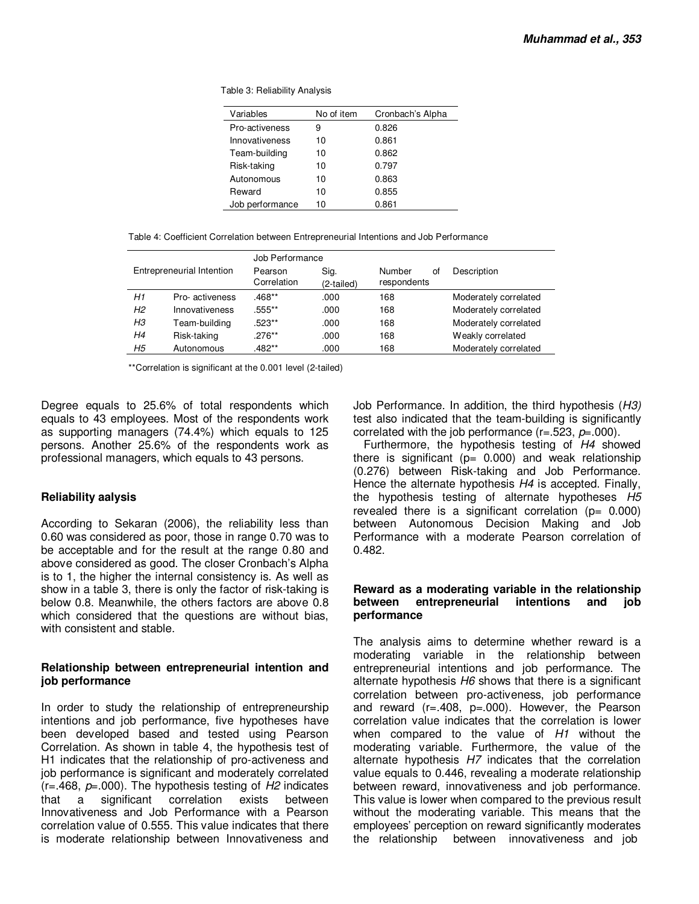Table 3: Reliability Analysis

| Variables | No of item | Cronbach's Alpha |
|---|---|---|
| Pro-activeness | 9 | 0.826 |
| Innovativeness | 10 | 0.861 |
| Team-building | 10 | 0.862 |
| Risk-taking | 10 | 0.797 |
| Autonomous | 10 | 0.863 |
| Reward | 10 | 0.855 |
| Job performance | 10 | 0.861 |

Table 4: Coefficient Correlation between Entrepreneurial Intentions and Job Performance

| Entrepreneurial Intention | | Job Performance | | | |
|---|---|---|---|---|---|
| | | Pearson Correlation | Sig. (2-tailed) | Number of respondents | Description |
| *H1* | Pro- activeness | .468** | .000 | 168 | Moderately correlated |
| *H2* | Innovativeness | .555** | .000 | 168 | Moderately correlated |
| *H3* | Team-building | .523** | .000 | 168 | Moderately correlated |
| *H4* | Risk-taking | .276** | .000 | 168 | Weakly correlated |
| *H5* | Autonomous | .482** | .000 | 168 | Moderately correlated |

**Correlation is significant at the 0.001 level (2-tailed)

Degree equals to 25.6% of total respondents which equals to 43 employees. Most of the respondents work as supporting managers (74.4%) which equals to 125 persons. Another 25.6% of the respondents work as professional managers, which equals to 43 persons.

### Reliability aalysis

According to Sekaran (2006), the reliability less than 0.60 was considered as poor, those in range 0.70 was to be acceptable and for the result at the range 0.80 and above considered as good. The closer Cronbach's Alpha is to 1, the higher the internal consistency is. As well as show in a table 3, there is only the factor of risk-taking is below 0.8. Meanwhile, the others factors are above 0.8 which considered that the questions are without bias, with consistent and stable.

### Relationship between entrepreneurial intention and job performance

In order to study the relationship of entrepreneurship intentions and job performance, five hypotheses have been developed based and tested using Pearson Correlation. As shown in table 4, the hypothesis test of H1 indicates that the relationship of pro-activeness and job performance is significant and moderately correlated (r=.468, *p*=.000). The hypothesis testing of *H2* indicates that a significant correlation exists between Innovativeness and Job Performance with a Pearson correlation value of 0.555. This value indicates that there is moderate relationship between Innovativeness and Job Performance. In addition, the third hypothesis (*H3)* test also indicated that the team-building is significantly correlated with the job performance (r=.523, *p*=.000).

Furthermore, the hypothesis testing of *H4* showed there is significant (p= 0.000) and weak relationship (0.276) between Risk-taking and Job Performance. Hence the alternate hypothesis *H4* is accepted. Finally, the hypothesis testing of alternate hypotheses *H5* revealed there is a significant correlation (p= 0.000) between Autonomous Decision Making and Job Performance with a moderate Pearson correlation of 0.482.

### Reward as a moderating variable in the relationship between entrepreneurial intentions and job performance

The analysis aims to determine whether reward is a moderating variable in the relationship between entrepreneurial intentions and job performance. The alternate hypothesis *H6* shows that there is a significant correlation between pro-activeness, job performance and reward (r=.408, p=.000). However, the Pearson correlation value indicates that the correlation is lower when compared to the value of *H1* without the moderating variable. Furthermore, the value of the alternate hypothesis *H7* indicates that the correlation value equals to 0.446, revealing a moderate relationship between reward, innovativeness and job performance. This value is lower when compared to the previous result without the moderating variable. This means that the employees' perception on reward significantly moderates the relationship between innovativeness and job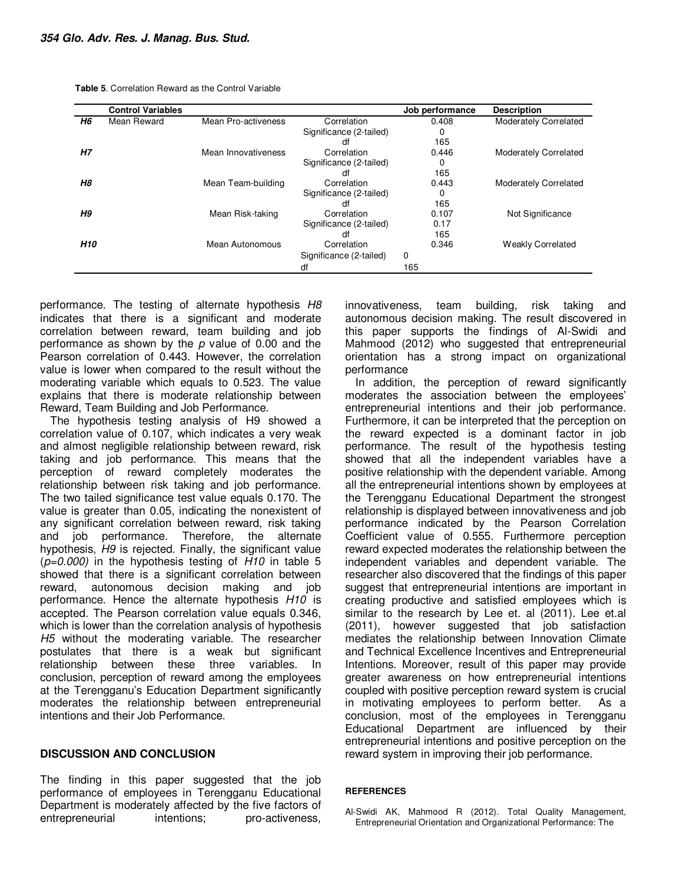**Table 5**. Correlation Reward as the Control Variable

| | Control Variables | | | Job performance | Description |
|---|---|---|---|---|---|
| ***H6*** | Mean Reward | Mean Pro-activeness | Correlation | 0.408 | Moderately Correlated |
| | | | Significance (2-tailed) | 0 | |
| | | | df | 165 | |
| ***H7*** | | Mean Innovativeness | Correlation | 0.446 | Moderately Correlated |
| | | | Significance (2-tailed) | 0 | |
| | | | df | 165 | |
| ***H8*** | | Mean Team-building | Correlation | 0.443 | Moderately Correlated |
| | | | Significance (2-tailed) | 0 | |
| | | | df | 165 | |
| ***H9*** | | Mean Risk-taking | Correlation | 0.107 | Not Significance |
| | | | Significance (2-tailed) | 0.17 | |
| | | | df | 165 | |
| ***H10*** | | Mean Autonomous | Correlation | 0.346 | Weakly Correlated |
| | | | Significance (2-tailed) | 0 | |
| | | | df | 165 | |

performance. The testing of alternate hypothesis *H8* indicates that there is a significant and moderate correlation between reward, team building and job performance as shown by the *p* value of 0.00 and the Pearson correlation of 0.443. However, the correlation value is lower when compared to the result without the moderating variable which equals to 0.523. The value explains that there is moderate relationship between Reward, Team Building and Job Performance.

The hypothesis testing analysis of H9 showed a correlation value of 0.107, which indicates a very weak and almost negligible relationship between reward, risk taking and job performance. This means that the perception of reward completely moderates the relationship between risk taking and job performance. The two tailed significance test value equals 0.170. The value is greater than 0.05, indicating the nonexistent of any significant correlation between reward, risk taking and job performance. Therefore, the alternate hypothesis, *H9* is rejected. Finally, the significant value (*p=0.000)* in the hypothesis testing of *H10* in table 5 showed that there is a significant correlation between reward, autonomous decision making and job performance. Hence the alternate hypothesis *H10* is accepted. The Pearson correlation value equals 0.346, which is lower than the correlation analysis of hypothesis *H5* without the moderating variable. The researcher postulates that there is a weak but significant relationship between these three variables. In conclusion, perception of reward among the employees at the Terengganu's Education Department significantly moderates the relationship between entrepreneurial intentions and their Job Performance.

## DISCUSSION AND CONCLUSION

The finding in this paper suggested that the job performance of employees in Terengganu Educational Department is moderately affected by the five factors of entrepreneurial intentions; pro-activeness, innovativeness, team building, risk taking and autonomous decision making. The result discovered in this paper supports the findings of Al-Swidi and Mahmood (2012) who suggested that entrepreneurial orientation has a strong impact on organizational performance

In addition, the perception of reward significantly moderates the association between the employees' entrepreneurial intentions and their job performance. Furthermore, it can be interpreted that the perception on the reward expected is a dominant factor in job performance. The result of the hypothesis testing showed that all the independent variables have a positive relationship with the dependent variable. Among all the entrepreneurial intentions shown by employees at the Terengganu Educational Department the strongest relationship is displayed between innovativeness and job performance indicated by the Pearson Correlation Coefficient value of 0.555. Furthermore perception reward expected moderates the relationship between the independent variables and dependent variable. The researcher also discovered that the findings of this paper suggest that entrepreneurial intentions are important in creating productive and satisfied employees which is similar to the research by Lee et. al (2011). Lee et.al (2011), however suggested that job satisfaction mediates the relationship between Innovation Climate and Technical Excellence Incentives and Entrepreneurial Intentions. Moreover, result of this paper may provide greater awareness on how entrepreneurial intentions coupled with positive perception reward system is crucial in motivating employees to perform better. As a conclusion, most of the employees in Terengganu Educational Department are influenced by their entrepreneurial intentions and positive perception on the reward system in improving their job performance.

## REFERENCES

Al-Swidi AK, Mahmood R (2012). Total Quality Management, Entrepreneurial Orientation and Organizational Performance: The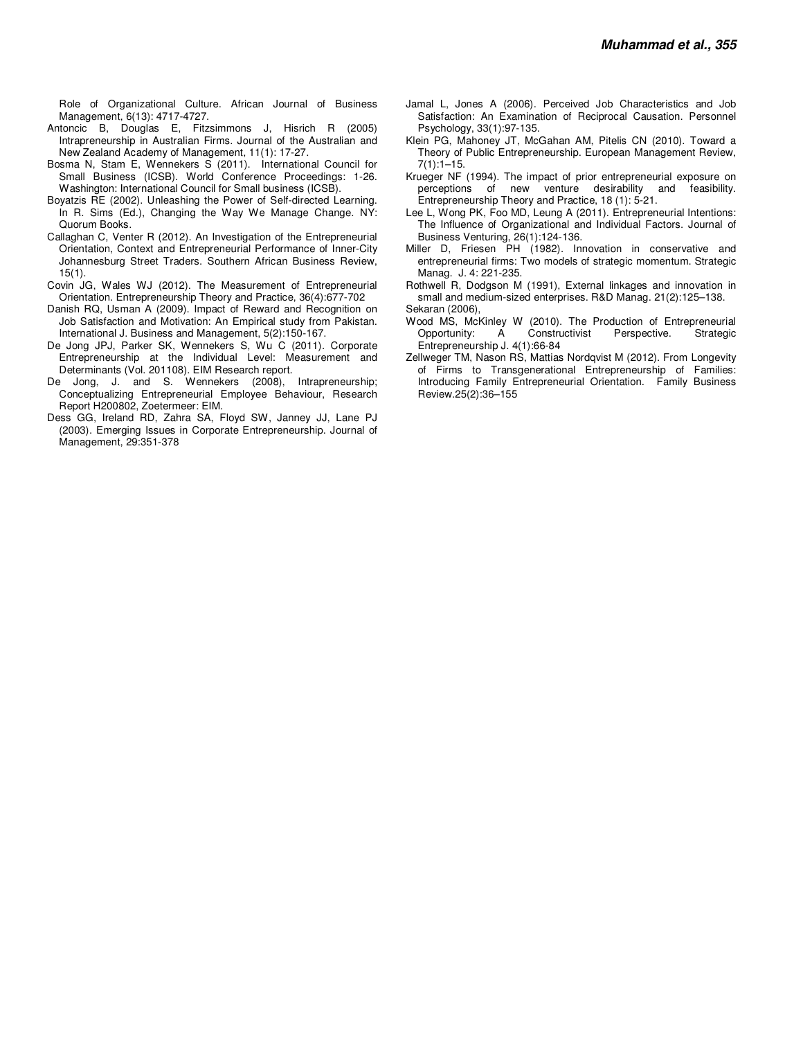Role of Organizational Culture. African Journal of Business Management, 6(13): 4717-4727.

Antoncic B, Douglas E, Fitzsimmons J, Hisrich R (2005) Intrapreneurship in Australian Firms. Journal of the Australian and New Zealand Academy of Management, 11(1): 17-27.

Bosma N, Stam E, Wennekers S (2011). International Council for Small Business (ICSB). World Conference Proceedings: 1-26. Washington: International Council for Small business (ICSB).

Boyatzis RE (2002). Unleashing the Power of Self-directed Learning. In R. Sims (Ed.), Changing the Way We Manage Change. NY: Quorum Books.

Callaghan C, Venter R (2012). An Investigation of the Entrepreneurial Orientation, Context and Entrepreneurial Performance of Inner-City Johannesburg Street Traders. Southern African Business Review, 15(1).

Covin JG, Wales WJ (2012). The Measurement of Entrepreneurial Orientation. Entrepreneurship Theory and Practice, 36(4):677-702

Danish RQ, Usman A (2009). Impact of Reward and Recognition on Job Satisfaction and Motivation: An Empirical study from Pakistan. International J. Business and Management, 5(2):150-167.

De Jong JPJ, Parker SK, Wennekers S, Wu C (2011). Corporate Entrepreneurship at the Individual Level: Measurement and Determinants (Vol. 201108). EIM Research report.

De Jong, J. and S. Wennekers (2008), Intrapreneurship; Conceptualizing Entrepreneurial Employee Behaviour, Research Report H200802, Zoetermeer: EIM.

Dess GG, Ireland RD, Zahra SA, Floyd SW, Janney JJ, Lane PJ (2003). Emerging Issues in Corporate Entrepreneurship. Journal of Management, 29:351-378

Jamal L, Jones A (2006). Perceived Job Characteristics and Job Satisfaction: An Examination of Reciprocal Causation. Personnel Psychology, 33(1):97-135.

Klein PG, Mahoney JT, McGahan AM, Pitelis CN (2010). Toward a Theory of Public Entrepreneurship. European Management Review, 7(1):1–15.

Krueger NF (1994). The impact of prior entrepreneurial exposure on perceptions of new venture desirability and feasibility. Entrepreneurship Theory and Practice, 18 (1): 5-21.

Lee L, Wong PK, Foo MD, Leung A (2011). Entrepreneurial Intentions: The Influence of Organizational and Individual Factors. Journal of Business Venturing, 26(1):124-136.

Miller D, Friesen PH (1982). Innovation in conservative and entrepreneurial firms: Two models of strategic momentum. Strategic Manag. J. 4: 221-235.

Rothwell R, Dodgson M (1991), External linkages and innovation in small and medium-sized enterprises. R&D Manag. 21(2):125–138.

Sekaran (2006),

Wood MS, McKinley W (2010). The Production of Entrepreneurial Opportunity: A Constructivist Perspective. Strategic Entrepreneurship J. 4(1):66-84

Zellweger TM, Nason RS, Mattias Nordqvist M (2012). From Longevity of Firms to Transgenerational Entrepreneurship of Families: Introducing Family Entrepreneurial Orientation. Family Business Review.25(2):36–155